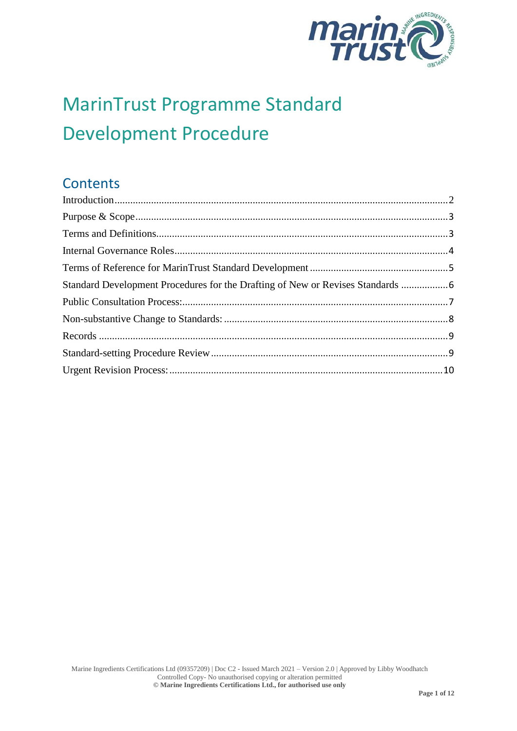# MarinTrust Programme Standard Development Procedure

## Contents

- Introduction ........ 2
- Purpose & Scope ........ 3
- Terms and Definitions ........ 3
- Internal Governance Roles ........ 4
- Terms of Reference for MarinTrust Standard Development ........ 5
- Standard Development Procedures for the Drafting of New or Revises Standards ........ 6
- Public Consultation Process: ........ 7
- Non-substantive Change to Standards: ........ 8
- Records ........ 9
- Standard-setting Procedure Review ........ 9
- Urgent Revision Process: ........ 10

Marine Ingredients Certifications Ltd (09357209) | Doc C2 - Issued March 2021 – Version 2.0 | Approved by Libby Woodhatch
Controlled Copy- No unauthorised copying or alteration permitted
**© Marine Ingredients Certifications Ltd., for authorised use only**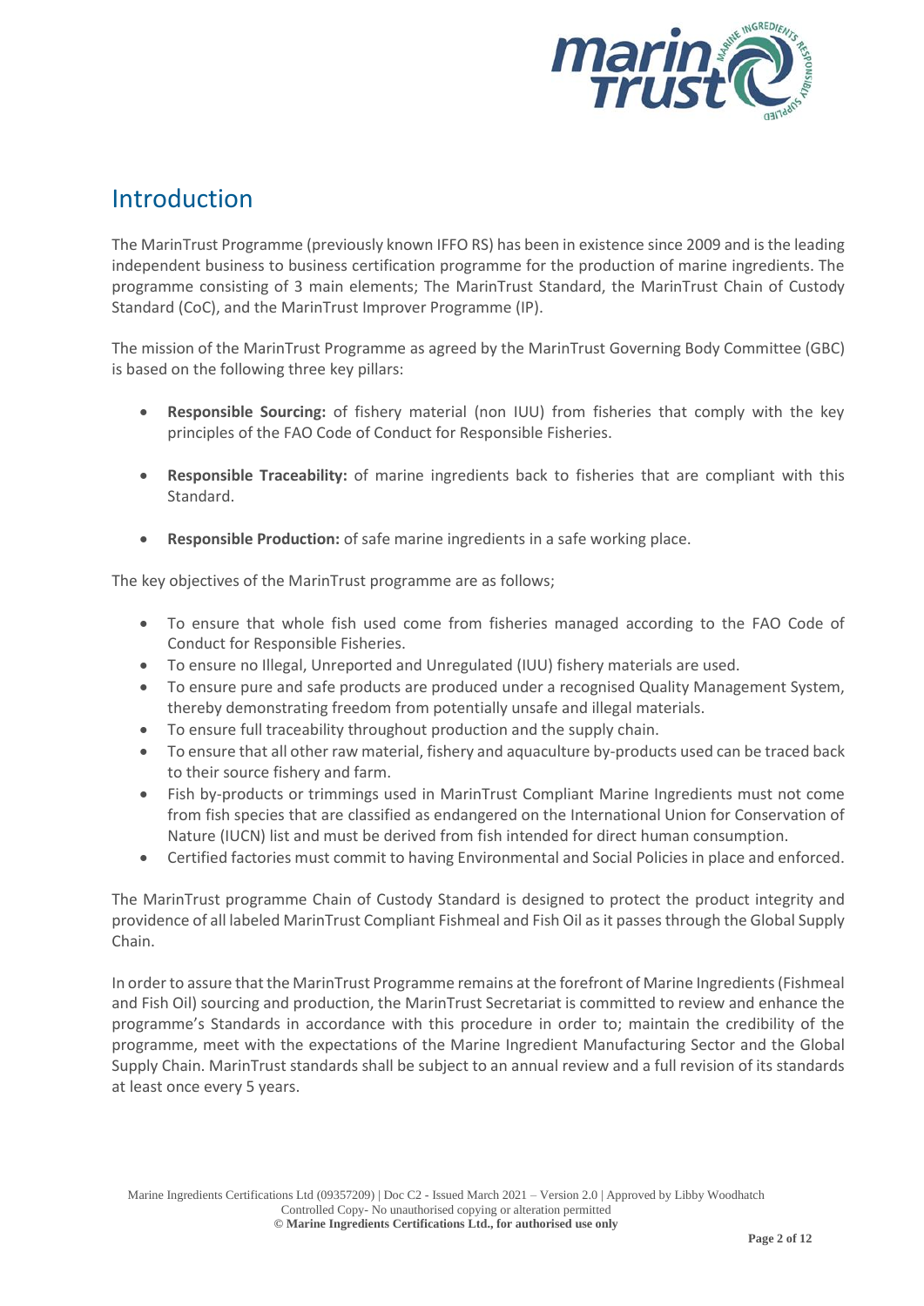# Introduction

The MarinTrust Programme (previously known IFFO RS) has been in existence since 2009 and is the leading independent business to business certification programme for the production of marine ingredients. The programme consisting of 3 main elements; The MarinTrust Standard, the MarinTrust Chain of Custody Standard (CoC), and the MarinTrust Improver Programme (IP).

The mission of the MarinTrust Programme as agreed by the MarinTrust Governing Body Committee (GBC) is based on the following three key pillars:

- **Responsible Sourcing:** of fishery material (non IUU) from fisheries that comply with the key principles of the FAO Code of Conduct for Responsible Fisheries.
- **Responsible Traceability:** of marine ingredients back to fisheries that are compliant with this Standard.
- **Responsible Production:** of safe marine ingredients in a safe working place.

The key objectives of the MarinTrust programme are as follows;

- To ensure that whole fish used come from fisheries managed according to the FAO Code of Conduct for Responsible Fisheries.
- To ensure no Illegal, Unreported and Unregulated (IUU) fishery materials are used.
- To ensure pure and safe products are produced under a recognised Quality Management System, thereby demonstrating freedom from potentially unsafe and illegal materials.
- To ensure full traceability throughout production and the supply chain.
- To ensure that all other raw material, fishery and aquaculture by-products used can be traced back to their source fishery and farm.
- Fish by-products or trimmings used in MarinTrust Compliant Marine Ingredients must not come from fish species that are classified as endangered on the International Union for Conservation of Nature (IUCN) list and must be derived from fish intended for direct human consumption.
- Certified factories must commit to having Environmental and Social Policies in place and enforced.

The MarinTrust programme Chain of Custody Standard is designed to protect the product integrity and providence of all labeled MarinTrust Compliant Fishmeal and Fish Oil as it passes through the Global Supply Chain.

In order to assure that the MarinTrust Programme remains at the forefront of Marine Ingredients (Fishmeal and Fish Oil) sourcing and production, the MarinTrust Secretariat is committed to review and enhance the programme's Standards in accordance with this procedure in order to; maintain the credibility of the programme, meet with the expectations of the Marine Ingredient Manufacturing Sector and the Global Supply Chain. MarinTrust standards shall be subject to an annual review and a full revision of its standards at least once every 5 years.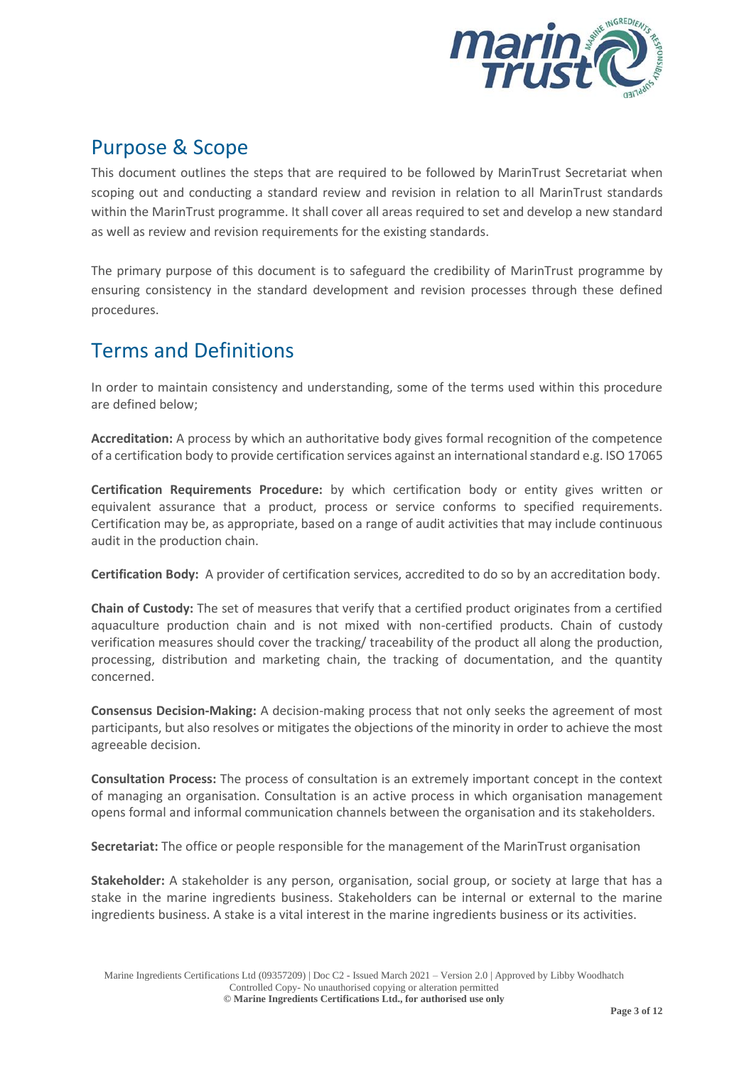## Purpose & Scope

This document outlines the steps that are required to be followed by MarinTrust Secretariat when scoping out and conducting a standard review and revision in relation to all MarinTrust standards within the MarinTrust programme. It shall cover all areas required to set and develop a new standard as well as review and revision requirements for the existing standards.

The primary purpose of this document is to safeguard the credibility of MarinTrust programme by ensuring consistency in the standard development and revision processes through these defined procedures.

## Terms and Definitions

In order to maintain consistency and understanding, some of the terms used within this procedure are defined below;

**Accreditation:** A process by which an authoritative body gives formal recognition of the competence of a certification body to provide certification services against an international standard e.g. ISO 17065

**Certification Requirements Procedure:** by which certification body or entity gives written or equivalent assurance that a product, process or service conforms to specified requirements. Certification may be, as appropriate, based on a range of audit activities that may include continuous audit in the production chain.

**Certification Body:** A provider of certification services, accredited to do so by an accreditation body.

**Chain of Custody:** The set of measures that verify that a certified product originates from a certified aquaculture production chain and is not mixed with non-certified products. Chain of custody verification measures should cover the tracking/ traceability of the product all along the production, processing, distribution and marketing chain, the tracking of documentation, and the quantity concerned.

**Consensus Decision-Making:** A decision-making process that not only seeks the agreement of most participants, but also resolves or mitigates the objections of the minority in order to achieve the most agreeable decision.

**Consultation Process:** The process of consultation is an extremely important concept in the context of managing an organisation. Consultation is an active process in which organisation management opens formal and informal communication channels between the organisation and its stakeholders.

**Secretariat:** The office or people responsible for the management of the MarinTrust organisation

**Stakeholder:** A stakeholder is any person, organisation, social group, or society at large that has a stake in the marine ingredients business. Stakeholders can be internal or external to the marine ingredients business. A stake is a vital interest in the marine ingredients business or its activities.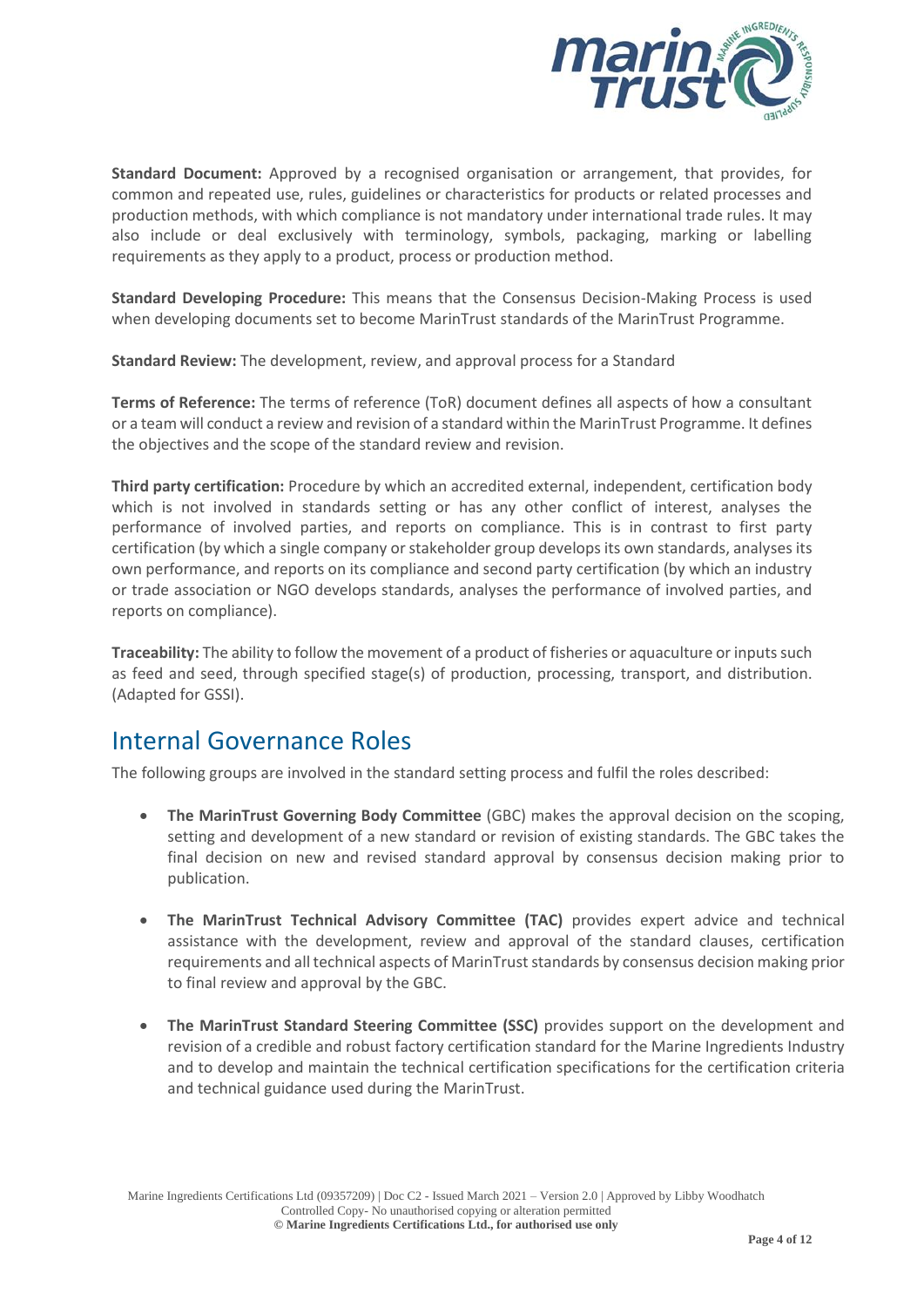**Standard Document:** Approved by a recognised organisation or arrangement, that provides, for common and repeated use, rules, guidelines or characteristics for products or related processes and production methods, with which compliance is not mandatory under international trade rules. It may also include or deal exclusively with terminology, symbols, packaging, marking or labelling requirements as they apply to a product, process or production method.

**Standard Developing Procedure:** This means that the Consensus Decision-Making Process is used when developing documents set to become MarinTrust standards of the MarinTrust Programme.

**Standard Review:** The development, review, and approval process for a Standard

**Terms of Reference:** The terms of reference (ToR) document defines all aspects of how a consultant or a team will conduct a review and revision of a standard within the MarinTrust Programme. It defines the objectives and the scope of the standard review and revision.

**Third party certification:** Procedure by which an accredited external, independent, certification body which is not involved in standards setting or has any other conflict of interest, analyses the performance of involved parties, and reports on compliance. This is in contrast to first party certification (by which a single company or stakeholder group develops its own standards, analyses its own performance, and reports on its compliance and second party certification (by which an industry or trade association or NGO develops standards, analyses the performance of involved parties, and reports on compliance).

**Traceability:** The ability to follow the movement of a product of fisheries or aquaculture or inputs such as feed and seed, through specified stage(s) of production, processing, transport, and distribution. (Adapted for GSSI).

## Internal Governance Roles

The following groups are involved in the standard setting process and fulfil the roles described:

- **The MarinTrust Governing Body Committee** (GBC) makes the approval decision on the scoping, setting and development of a new standard or revision of existing standards. The GBC takes the final decision on new and revised standard approval by consensus decision making prior to publication.

- **The MarinTrust Technical Advisory Committee (TAC)** provides expert advice and technical assistance with the development, review and approval of the standard clauses, certification requirements and all technical aspects of MarinTrust standards by consensus decision making prior to final review and approval by the GBC.

- **The MarinTrust Standard Steering Committee (SSC)** provides support on the development and revision of a credible and robust factory certification standard for the Marine Ingredients Industry and to develop and maintain the technical certification specifications for the certification criteria and technical guidance used during the MarinTrust.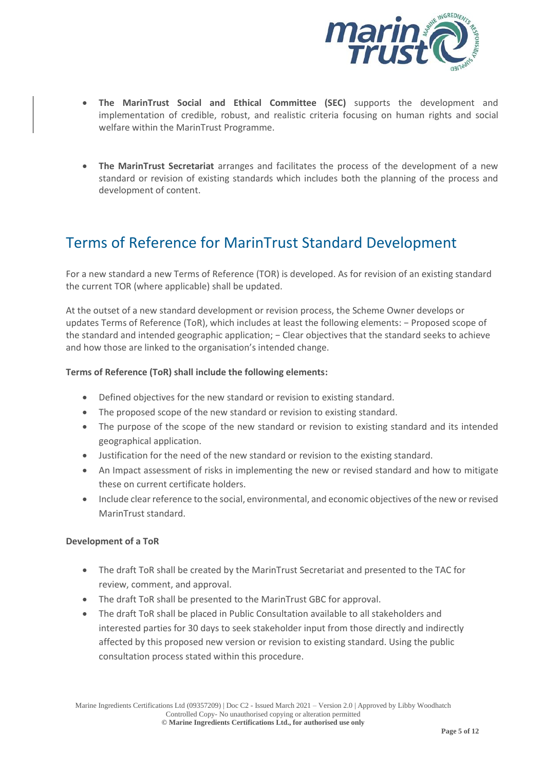- **The MarinTrust Social and Ethical Committee (SEC)** supports the development and implementation of credible, robust, and realistic criteria focusing on human rights and social welfare within the MarinTrust Programme.

- **The MarinTrust Secretariat** arranges and facilitates the process of the development of a new standard or revision of existing standards which includes both the planning of the process and development of content.

# Terms of Reference for MarinTrust Standard Development

For a new standard a new Terms of Reference (TOR) is developed. As for revision of an existing standard the current TOR (where applicable) shall be updated.

At the outset of a new standard development or revision process, the Scheme Owner develops or updates Terms of Reference (ToR), which includes at least the following elements: − Proposed scope of the standard and intended geographic application; − Clear objectives that the standard seeks to achieve and how those are linked to the organisation's intended change.

**Terms of Reference (ToR) shall include the following elements:**

- Defined objectives for the new standard or revision to existing standard.
- The proposed scope of the new standard or revision to existing standard.
- The purpose of the scope of the new standard or revision to existing standard and its intended geographical application.
- Justification for the need of the new standard or revision to the existing standard.
- An Impact assessment of risks in implementing the new or revised standard and how to mitigate these on current certificate holders.
- Include clear reference to the social, environmental, and economic objectives of the new or revised MarinTrust standard.

**Development of a ToR**

- The draft ToR shall be created by the MarinTrust Secretariat and presented to the TAC for review, comment, and approval.
- The draft ToR shall be presented to the MarinTrust GBC for approval.
- The draft ToR shall be placed in Public Consultation available to all stakeholders and interested parties for 30 days to seek stakeholder input from those directly and indirectly affected by this proposed new version or revision to existing standard. Using the public consultation process stated within this procedure.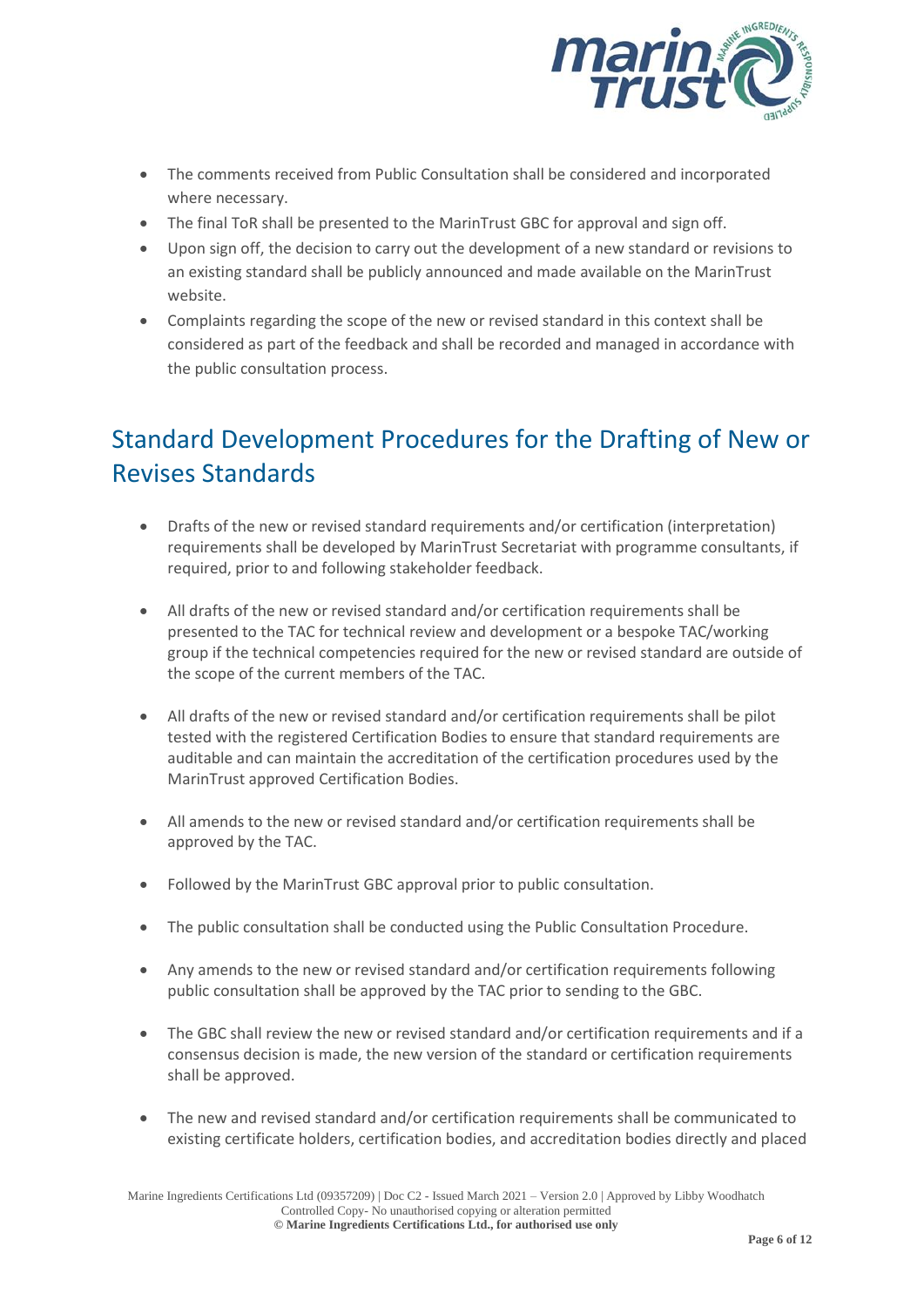- The comments received from Public Consultation shall be considered and incorporated where necessary.
- The final ToR shall be presented to the MarinTrust GBC for approval and sign off.
- Upon sign off, the decision to carry out the development of a new standard or revisions to an existing standard shall be publicly announced and made available on the MarinTrust website.
- Complaints regarding the scope of the new or revised standard in this context shall be considered as part of the feedback and shall be recorded and managed in accordance with the public consultation process.

## Standard Development Procedures for the Drafting of New or Revises Standards

- Drafts of the new or revised standard requirements and/or certification (interpretation) requirements shall be developed by MarinTrust Secretariat with programme consultants, if required, prior to and following stakeholder feedback.

- All drafts of the new or revised standard and/or certification requirements shall be presented to the TAC for technical review and development or a bespoke TAC/working group if the technical competencies required for the new or revised standard are outside of the scope of the current members of the TAC.

- All drafts of the new or revised standard and/or certification requirements shall be pilot tested with the registered Certification Bodies to ensure that standard requirements are auditable and can maintain the accreditation of the certification procedures used by the MarinTrust approved Certification Bodies.

- All amends to the new or revised standard and/or certification requirements shall be approved by the TAC.

- Followed by the MarinTrust GBC approval prior to public consultation.

- The public consultation shall be conducted using the Public Consultation Procedure.

- Any amends to the new or revised standard and/or certification requirements following public consultation shall be approved by the TAC prior to sending to the GBC.

- The GBC shall review the new or revised standard and/or certification requirements and if a consensus decision is made, the new version of the standard or certification requirements shall be approved.

- The new and revised standard and/or certification requirements shall be communicated to existing certificate holders, certification bodies, and accreditation bodies directly and placed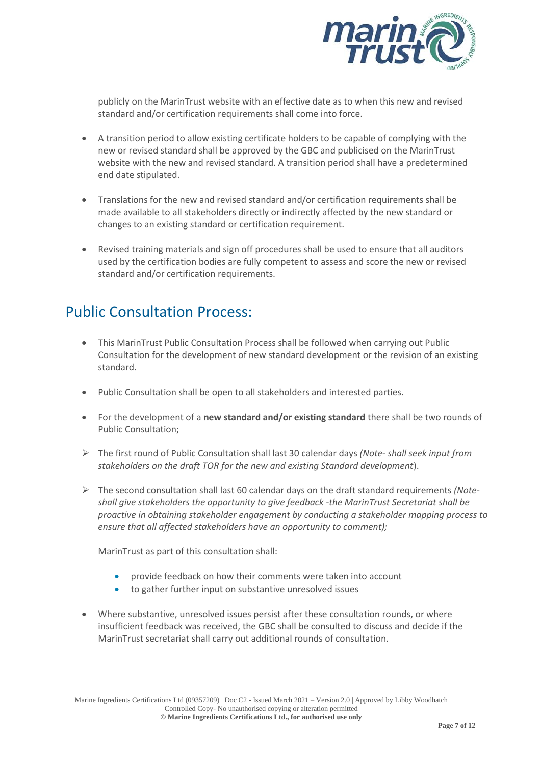publicly on the MarinTrust website with an effective date as to when this new and revised standard and/or certification requirements shall come into force.

- A transition period to allow existing certificate holders to be capable of complying with the new or revised standard shall be approved by the GBC and publicised on the MarinTrust website with the new and revised standard. A transition period shall have a predetermined end date stipulated.

- Translations for the new and revised standard and/or certification requirements shall be made available to all stakeholders directly or indirectly affected by the new standard or changes to an existing standard or certification requirement.

- Revised training materials and sign off procedures shall be used to ensure that all auditors used by the certification bodies are fully competent to assess and score the new or revised standard and/or certification requirements.

## Public Consultation Process:

- This MarinTrust Public Consultation Process shall be followed when carrying out Public Consultation for the development of new standard development or the revision of an existing standard.

- Public Consultation shall be open to all stakeholders and interested parties.

- For the development of a **new standard and/or existing standard** there shall be two rounds of Public Consultation;

  - The first round of Public Consultation shall last 30 calendar days *(Note- shall seek input from stakeholders on the draft TOR for the new and existing Standard development*).

  - The second consultation shall last 60 calendar days on the draft standard requirements *(Note- shall give stakeholders the opportunity to give feedback -the MarinTrust Secretariat shall be proactive in obtaining stakeholder engagement by conducting a stakeholder mapping process to ensure that all affected stakeholders have an opportunity to comment);*

  MarinTrust as part of this consultation shall:

    - provide feedback on how their comments were taken into account
    - to gather further input on substantive unresolved issues

- Where substantive, unresolved issues persist after these consultation rounds, or where insufficient feedback was received, the GBC shall be consulted to discuss and decide if the MarinTrust secretariat shall carry out additional rounds of consultation.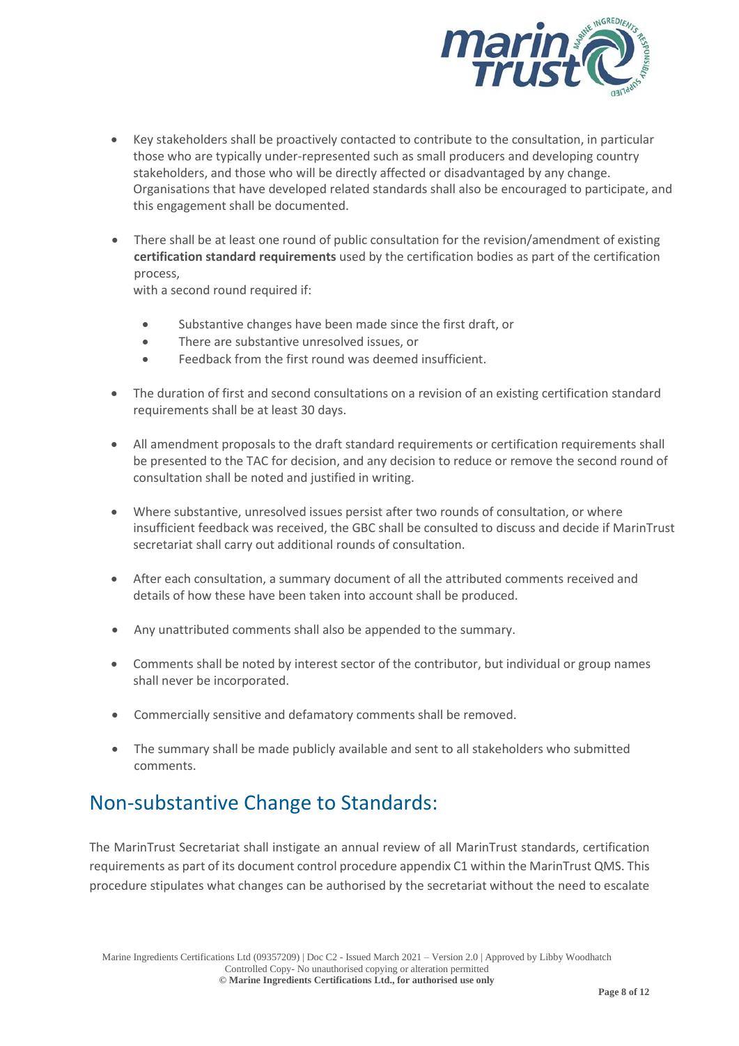- Key stakeholders shall be proactively contacted to contribute to the consultation, in particular those who are typically under-represented such as small producers and developing country stakeholders, and those who will be directly affected or disadvantaged by any change. Organisations that have developed related standards shall also be encouraged to participate, and this engagement shall be documented.

- There shall be at least one round of public consultation for the revision/amendment of existing **certification standard requirements** used by the certification bodies as part of the certification process,
  with a second round required if:

  - Substantive changes have been made since the first draft, or
  - There are substantive unresolved issues, or
  - Feedback from the first round was deemed insufficient.

- The duration of first and second consultations on a revision of an existing certification standard requirements shall be at least 30 days.

- All amendment proposals to the draft standard requirements or certification requirements shall be presented to the TAC for decision, and any decision to reduce or remove the second round of consultation shall be noted and justified in writing.

- Where substantive, unresolved issues persist after two rounds of consultation, or where insufficient feedback was received, the GBC shall be consulted to discuss and decide if MarinTrust secretariat shall carry out additional rounds of consultation.

- After each consultation, a summary document of all the attributed comments received and details of how these have been taken into account shall be produced.

- Any unattributed comments shall also be appended to the summary.

- Comments shall be noted by interest sector of the contributor, but individual or group names shall never be incorporated.

- Commercially sensitive and defamatory comments shall be removed.

- The summary shall be made publicly available and sent to all stakeholders who submitted comments.

## Non-substantive Change to Standards:

The MarinTrust Secretariat shall instigate an annual review of all MarinTrust standards, certification requirements as part of its document control procedure appendix C1 within the MarinTrust QMS. This procedure stipulates what changes can be authorised by the secretariat without the need to escalate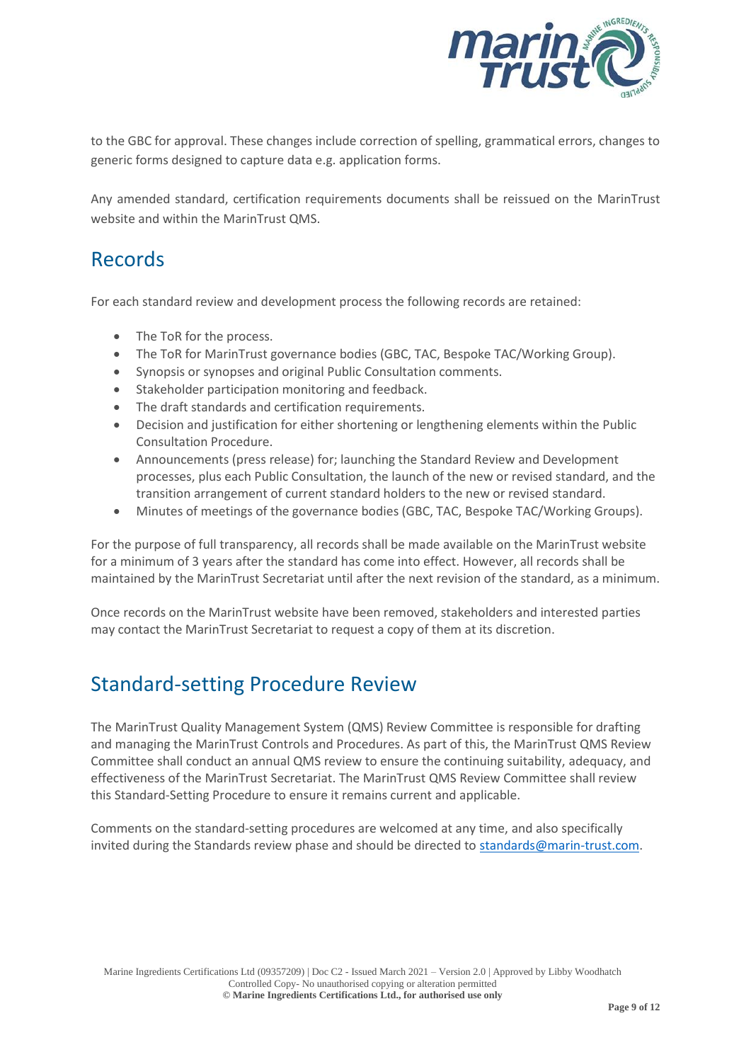to the GBC for approval. These changes include correction of spelling, grammatical errors, changes to generic forms designed to capture data e.g. application forms.

Any amended standard, certification requirements documents shall be reissued on the MarinTrust website and within the MarinTrust QMS.

## Records

For each standard review and development process the following records are retained:

- The ToR for the process.
- The ToR for MarinTrust governance bodies (GBC, TAC, Bespoke TAC/Working Group).
- Synopsis or synopses and original Public Consultation comments.
- Stakeholder participation monitoring and feedback.
- The draft standards and certification requirements.
- Decision and justification for either shortening or lengthening elements within the Public Consultation Procedure.
- Announcements (press release) for; launching the Standard Review and Development processes, plus each Public Consultation, the launch of the new or revised standard, and the transition arrangement of current standard holders to the new or revised standard.
- Minutes of meetings of the governance bodies (GBC, TAC, Bespoke TAC/Working Groups).

For the purpose of full transparency, all records shall be made available on the MarinTrust website for a minimum of 3 years after the standard has come into effect. However, all records shall be maintained by the MarinTrust Secretariat until after the next revision of the standard, as a minimum.

Once records on the MarinTrust website have been removed, stakeholders and interested parties may contact the MarinTrust Secretariat to request a copy of them at its discretion.

## Standard-setting Procedure Review

The MarinTrust Quality Management System (QMS) Review Committee is responsible for drafting and managing the MarinTrust Controls and Procedures. As part of this, the MarinTrust QMS Review Committee shall conduct an annual QMS review to ensure the continuing suitability, adequacy, and effectiveness of the MarinTrust Secretariat. The MarinTrust QMS Review Committee shall review this Standard-Setting Procedure to ensure it remains current and applicable.

Comments on the standard-setting procedures are welcomed at any time, and also specifically invited during the Standards review phase and should be directed to standards@marin-trust.com.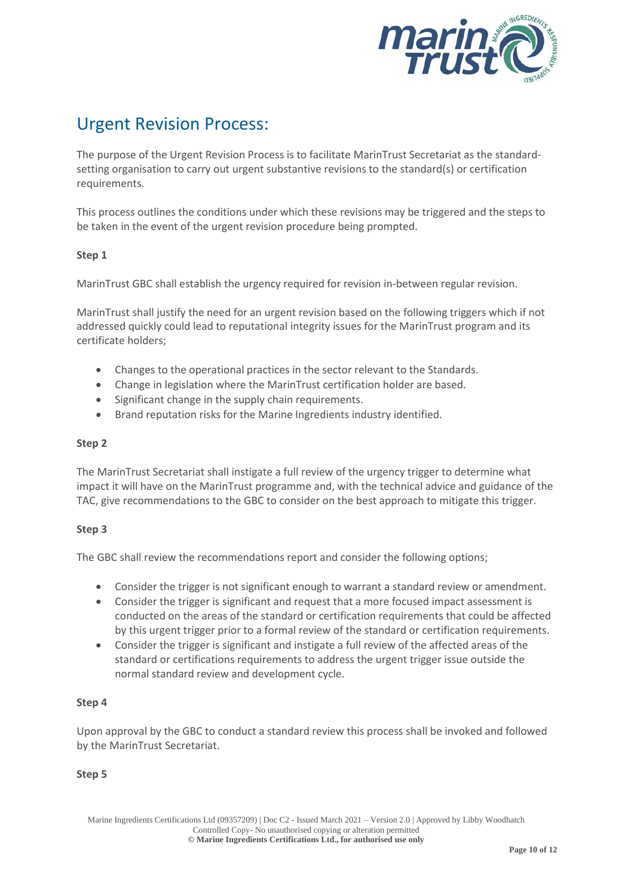## Urgent Revision Process:

The purpose of the Urgent Revision Process is to facilitate MarinTrust Secretariat as the standard-setting organisation to carry out urgent substantive revisions to the standard(s) or certification requirements.

This process outlines the conditions under which these revisions may be triggered and the steps to be taken in the event of the urgent revision procedure being prompted.

**Step 1**

MarinTrust GBC shall establish the urgency required for revision in-between regular revision.

MarinTrust shall justify the need for an urgent revision based on the following triggers which if not addressed quickly could lead to reputational integrity issues for the MarinTrust program and its certificate holders;

- Changes to the operational practices in the sector relevant to the Standards.
- Change in legislation where the MarinTrust certification holder are based.
- Significant change in the supply chain requirements.
- Brand reputation risks for the Marine Ingredients industry identified.

**Step 2**

The MarinTrust Secretariat shall instigate a full review of the urgency trigger to determine what impact it will have on the MarinTrust programme and, with the technical advice and guidance of the TAC, give recommendations to the GBC to consider on the best approach to mitigate this trigger.

**Step 3**

The GBC shall review the recommendations report and consider the following options;

- Consider the trigger is not significant enough to warrant a standard review or amendment.
- Consider the trigger is significant and request that a more focused impact assessment is conducted on the areas of the standard or certification requirements that could be affected by this urgent trigger prior to a formal review of the standard or certification requirements.
- Consider the trigger is significant and instigate a full review of the affected areas of the standard or certifications requirements to address the urgent trigger issue outside the normal standard review and development cycle.

**Step 4**

Upon approval by the GBC to conduct a standard review this process shall be invoked and followed by the MarinTrust Secretariat.

**Step 5**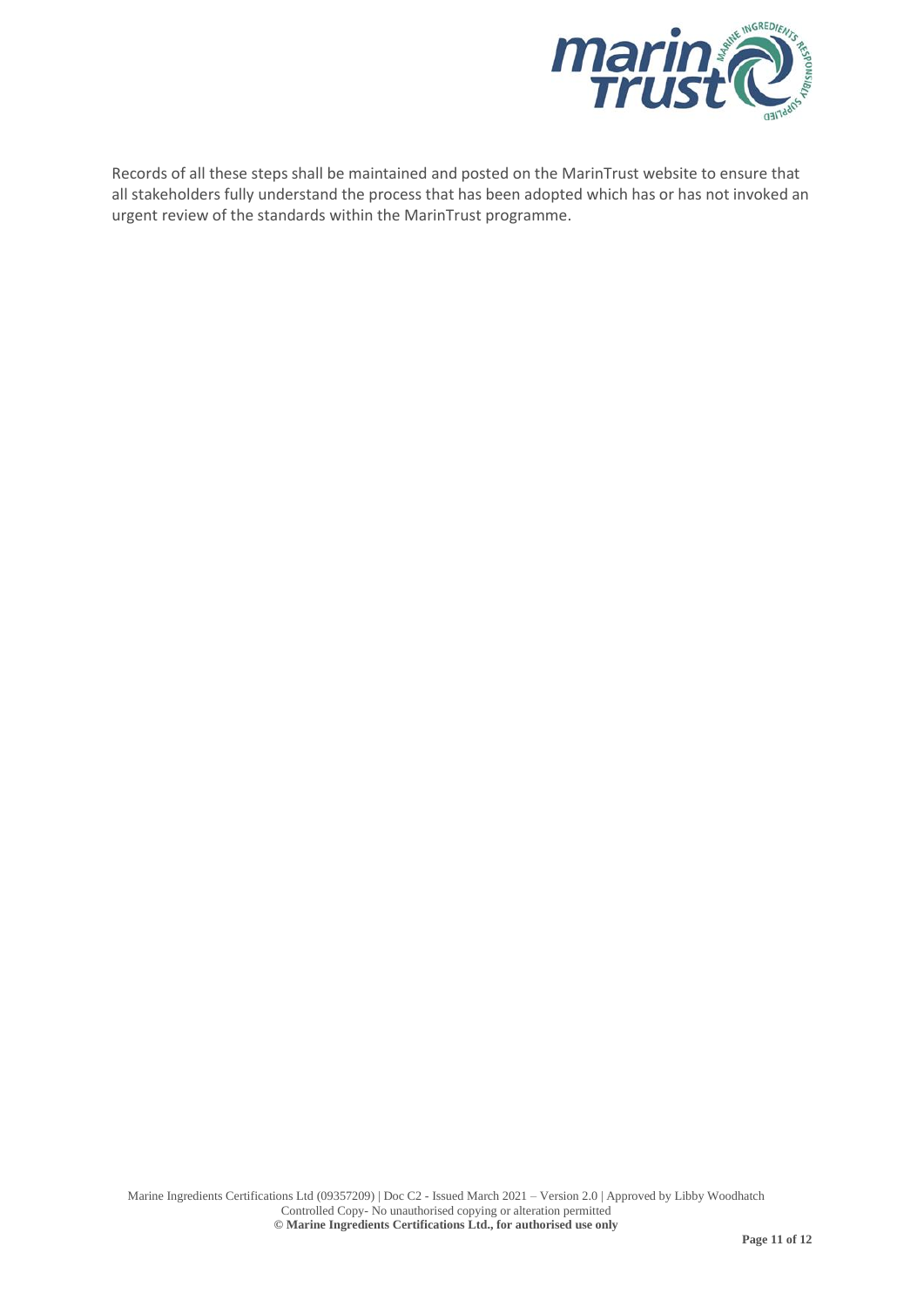Records of all these steps shall be maintained and posted on the MarinTrust website to ensure that all stakeholders fully understand the process that has been adopted which has or has not invoked an urgent review of the standards within the MarinTrust programme.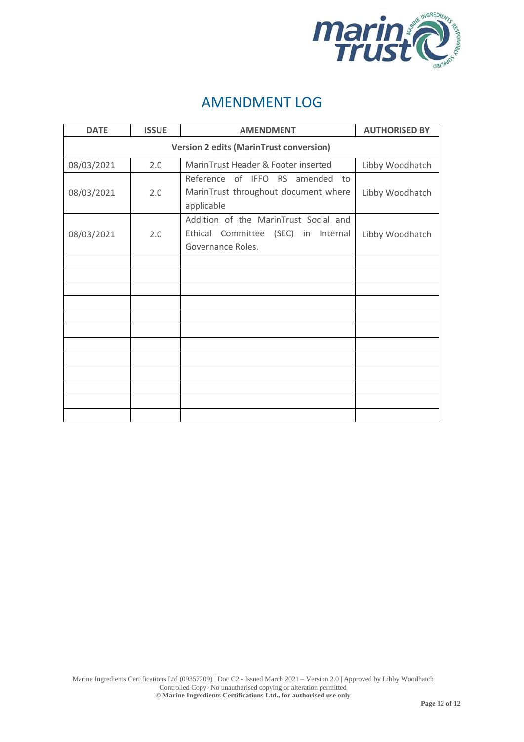# AMENDMENT LOG

| DATE | ISSUE | AMENDMENT | AUTHORISED BY |
|---|---|---|---|
| **Version 2 edits (MarinTrust conversion)** | | | |
| 08/03/2021 | 2.0 | MarinTrust Header & Footer inserted | Libby Woodhatch |
| 08/03/2021 | 2.0 | Reference of IFFO RS amended to MarinTrust throughout document where applicable | Libby Woodhatch |
| 08/03/2021 | 2.0 | Addition of the MarinTrust Social and Ethical Committee (SEC) in Internal Governance Roles. | Libby Woodhatch |
| | | | |
| | | | |
| | | | |
| | | | |
| | | | |
| | | | |
| | | | |
| | | | |
| | | | |
| | | | |
| | | | |
| | | | |